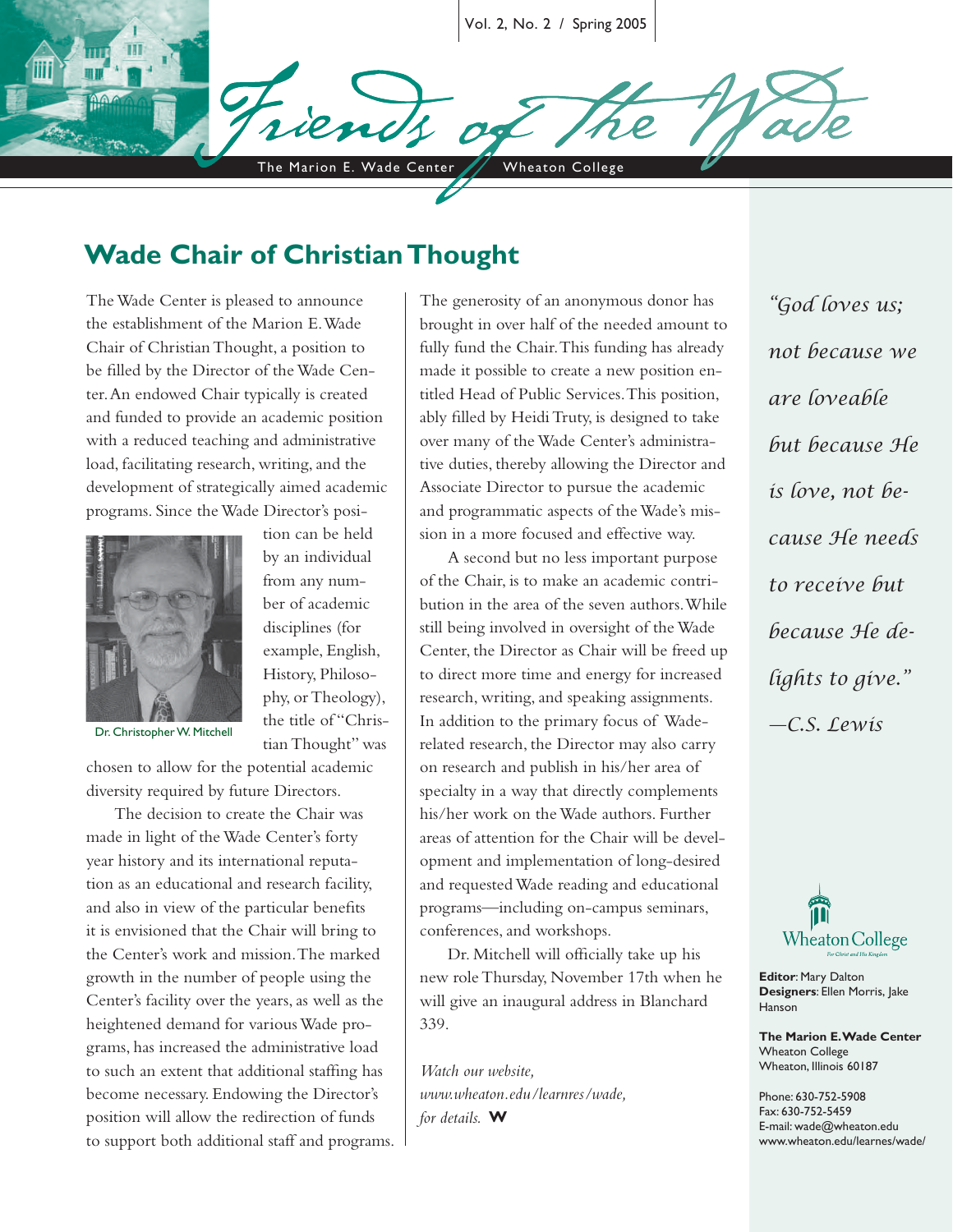# Friends of the Wade

The Marion E. Wade Center — Wheaton College

## Wade Chair of Christian Thought

The Wade Center is pleased to announce the establishment of the Marion E. Wade Chair of Christian Thought, a position to be filled by the Director of the Wade Center. An endowed Chair typically is created and funded to provide an academic position with a reduced teaching and administrative load, facilitating research, writing, and the development of strategically aimed academic programs. Since the Wade Director's position can be held by an individual from any number of academic disciplines (for example, English, History, Philosophy, or Theology), the title of "Christian Thought" was chosen to allow for the potential academic diversity required by future Directors.

Dr. Christopher W. Mitchell

The decision to create the Chair was made in light of the Wade Center's forty year history and its international reputation as an educational and research facility, and also in view of the particular benefits it is envisioned that the Chair will bring to the Center's work and mission. The marked growth in the number of people using the Center's facility over the years, as well as the heightened demand for various Wade programs, has increased the administrative load to such an extent that additional staffing has become necessary. Endowing the Director's position will allow the redirection of funds to support both additional staff and programs.

The generosity of an anonymous donor has brought in over half of the needed amount to fully fund the Chair. This funding has already made it possible to create a new position entitled Head of Public Services. This position, ably filled by Heidi Truty, is designed to take over many of the Wade Center's administrative duties, thereby allowing the Director and Associate Director to pursue the academic and programmatic aspects of the Wade's mission in a more focused and effective way.

A second but no less important purpose of the Chair, is to make an academic contribution in the area of the seven authors. While still being involved in oversight of the Wade Center, the Director as Chair will be freed up to direct more time and energy for increased research, writing, and speaking assignments. In addition to the primary focus of Wade-related research, the Director may also carry on research and publish in his/her area of specialty in a way that directly complements his/her work on the Wade authors. Further areas of attention for the Chair will be development and implementation of long-desired and requested Wade reading and educational programs—including on-campus seminars, conferences, and workshops.

Dr. Mitchell will officially take up his new role Thursday, November 17th when he will give an inaugural address in Blanchard 339.

*Watch our website, www.wheaton.edu/learnres/wade, for details.* **W**

*"God loves us; not because we are loveable but because He is love, not because He needs to receive but because He delights to give."*
*—C.S. Lewis*

Wheaton College

**Editor**: Mary Dalton
**Designers**: Ellen Morris, Jake Hanson

**The Marion E. Wade Center**
Wheaton College
Wheaton, Illinois 60187

Phone: 630-752-5908
Fax: 630-752-5459
E-mail: wade@wheaton.edu
www.wheaton.edu/learnres/wade/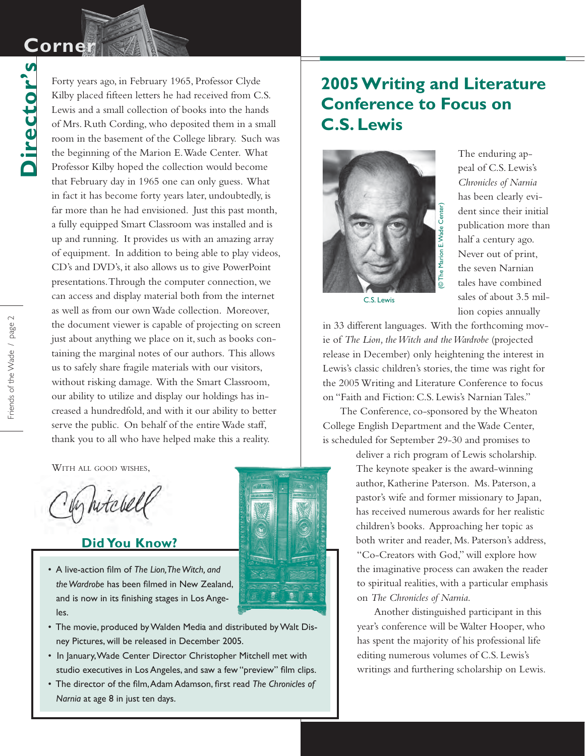# Director's Corner

Forty years ago, in February 1965, Professor Clyde Kilby placed fifteen letters he had received from C.S. Lewis and a small collection of books into the hands of Mrs. Ruth Cording, who deposited them in a small room in the basement of the College library. Such was the beginning of the Marion E. Wade Center. What Professor Kilby hoped the collection would become that February day in 1965 one can only guess. What in fact it has become forty years later, undoubtedly, is far more than he had envisioned. Just this past month, a fully equipped Smart Classroom was installed and is up and running. It provides us with an amazing array of equipment. In addition to being able to play videos, CD's and DVD's, it also allows us to give PowerPoint presentations. Through the computer connection, we can access and display material both from the internet as well as from our own Wade collection. Moreover, the document viewer is capable of projecting on screen just about anything we place on it, such as books containing the marginal notes of our authors. This allows us to safely share fragile materials with our visitors, without risking damage. With the Smart Classroom, our ability to utilize and display our holdings has increased a hundredfold, and with it our ability to better serve the public. On behalf of the entire Wade staff, thank you to all who have helped make this a reality.

With all good wishes,

C. Mitchell

### Did You Know?

- A live-action film of *The Lion, The Witch, and the Wardrobe* has been filmed in New Zealand, and is now in its finishing stages in Los Angeles.
- The movie, produced by Walden Media and distributed by Walt Disney Pictures, will be released in December 2005.
- In January, Wade Center Director Christopher Mitchell met with studio executives in Los Angeles, and saw a few "preview" film clips.
- The director of the film, Adam Adamson, first read *The Chronicles of Narnia* at age 8 in just ten days.

## 2005 Writing and Literature Conference to Focus on C.S. Lewis

C.S. Lewis (© The Marion E. Wade Center)

The enduring appeal of C.S. Lewis's *Chronicles of Narnia* has been clearly evident since their initial publication more than half a century ago. Never out of print, the seven Narnian tales have combined sales of about 3.5 million copies annually in 33 different languages. With the forthcoming movie of *The Lion, the Witch and the Wardrobe* (projected release in December) only heightening the interest in Lewis's classic children's stories, the time was right for the 2005 Writing and Literature Conference to focus on "Faith and Fiction: C.S. Lewis's Narnian Tales."

The Conference, co-sponsored by the Wheaton College English Department and the Wade Center, is scheduled for September 29-30 and promises to deliver a rich program of Lewis scholarship. The keynote speaker is the award-winning author, Katherine Paterson. Ms. Paterson, a pastor's wife and former missionary to Japan, has received numerous awards for her realistic children's books. Approaching her topic as both writer and reader, Ms. Paterson's address, "Co-Creators with God," will explore how the imaginative process can awaken the reader to spiritual realities, with a particular emphasis on *The Chronicles of Narnia.*

Another distinguished participant in this year's conference will be Walter Hooper, who has spent the majority of his professional life editing numerous volumes of C.S. Lewis's writings and furthering scholarship on Lewis.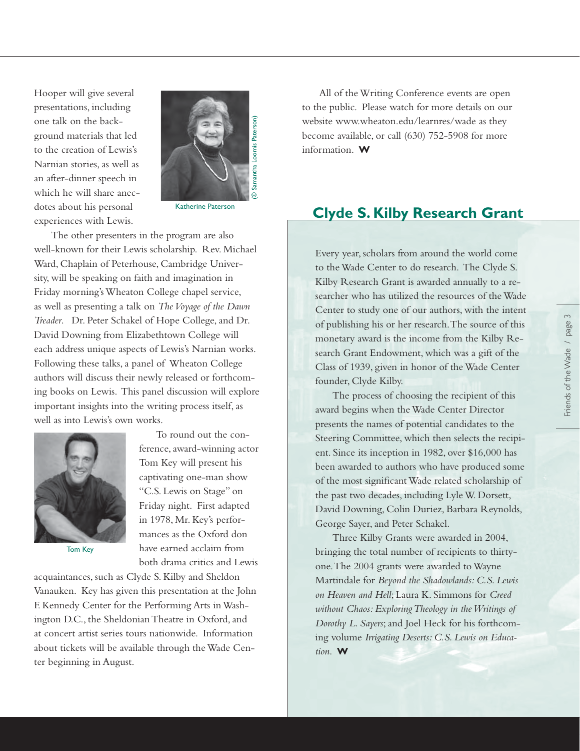Hooper will give several presentations, including one talk on the background materials that led to the creation of Lewis's Narnian stories, as well as an after-dinner speech in which he will share anecdotes about his personal experiences with Lewis.

Katherine Paterson

(© Samantha Loomis Paterson)

The other presenters in the program are also well-known for their Lewis scholarship. Rev. Michael Ward, Chaplain of Peterhouse, Cambridge University, will be speaking on faith and imagination in Friday morning's Wheaton College chapel service, as well as presenting a talk on *The Voyage of the Dawn Treader*. Dr. Peter Schakel of Hope College, and Dr. David Downing from Elizabethtown College will each address unique aspects of Lewis's Narnian works. Following these talks, a panel of Wheaton College authors will discuss their newly released or forthcoming books on Lewis. This panel discussion will explore important insights into the writing process itself, as well as into Lewis's own works.

To round out the conference, award-winning actor Tom Key will present his captivating one-man show "C.S. Lewis on Stage" on Friday night. First adapted in 1978, Mr. Key's performances as the Oxford don have earned acclaim from both drama critics and Lewis acquaintances, such as Clyde S. Kilby and Sheldon Vanauken. Key has given this presentation at the John F. Kennedy Center for the Performing Arts in Washington D.C., the Sheldonian Theatre in Oxford, and at concert artist series tours nationwide. Information about tickets will be available through the Wade Center beginning in August.

Tom Key

All of the Writing Conference events are open to the public. Please watch for more details on our website www.wheaton.edu/learnres/wade as they become available, or call (630) 752-5908 for more information. **W**

## Clyde S. Kilby Research Grant

Every year, scholars from around the world come to the Wade Center to do research. The Clyde S. Kilby Research Grant is awarded annually to a researcher who has utilized the resources of the Wade Center to study one of our authors, with the intent of publishing his or her research. The source of this monetary award is the income from the Kilby Research Grant Endowment, which was a gift of the Class of 1939, given in honor of the Wade Center founder, Clyde Kilby.

The process of choosing the recipient of this award begins when the Wade Center Director presents the names of potential candidates to the Steering Committee, which then selects the recipient. Since its inception in 1982, over $16,000 has been awarded to authors who have produced some of the most significant Wade related scholarship of the past two decades, including Lyle W. Dorsett, David Downing, Colin Duriez, Barbara Reynolds, George Sayer, and Peter Schakel.

Three Kilby Grants were awarded in 2004, bringing the total number of recipients to thirty-one. The 2004 grants were awarded to Wayne Martindale for *Beyond the Shadowlands: C.S. Lewis on Heaven and Hell*; Laura K. Simmons for *Creed without Chaos: Exploring Theology in the Writings of Dorothy L. Sayers*; and Joel Heck for his forthcoming volume *Irrigating Deserts: C.S. Lewis on Education*. **W**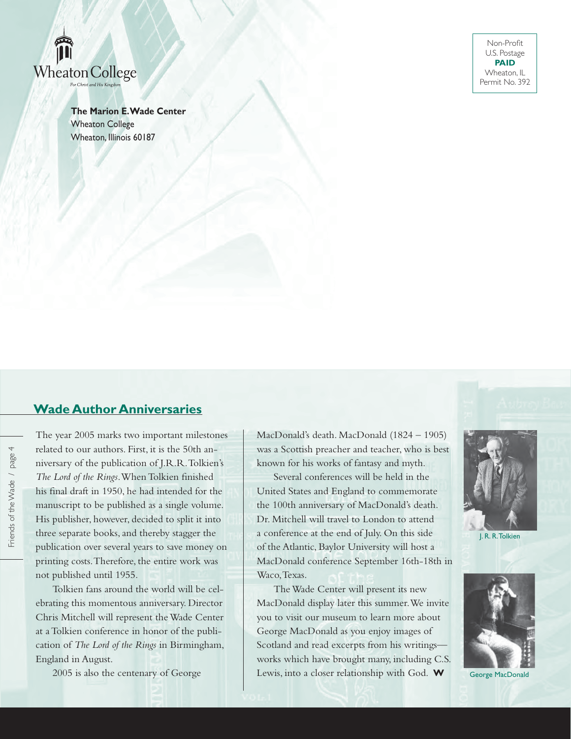Wheaton College

*For Christ and His Kingdom*

**The Marion E. Wade Center**
Wheaton College
Wheaton, Illinois 60187

Non-Profit
U.S. Postage
**PAID**
Wheaton, IL
Permit No. 392

## Wade Author Anniversaries

The year 2005 marks two important milestones related to our authors. First, it is the 50th anniversary of the publication of J.R.R. Tolkien's *The Lord of the Rings*. When Tolkien finished his final draft in 1950, he had intended for the manuscript to be published as a single volume. His publisher, however, decided to split it into three separate books, and thereby stagger the publication over several years to save money on printing costs. Therefore, the entire work was not published until 1955.

Tolkien fans around the world will be celebrating this momentous anniversary. Director Chris Mitchell will represent the Wade Center at a Tolkien conference in honor of the publication of *The Lord of the Rings* in Birmingham, England in August.

2005 is also the centenary of George MacDonald's death. MacDonald (1824 – 1905) was a Scottish preacher and teacher, who is best known for his works of fantasy and myth.

Several conferences will be held in the United States and England to commemorate the 100th anniversary of MacDonald's death. Dr. Mitchell will travel to London to attend a conference at the end of July. On this side of the Atlantic, Baylor University will host a MacDonald conference September 16th-18th in Waco, Texas.

The Wade Center will present its new MacDonald display later this summer. We invite you to visit our museum to learn more about George MacDonald as you enjoy images of Scotland and read excerpts from his writings—works which have brought many, including C.S. Lewis, into a closer relationship with God. **W**

J. R. R. Tolkien

George MacDonald